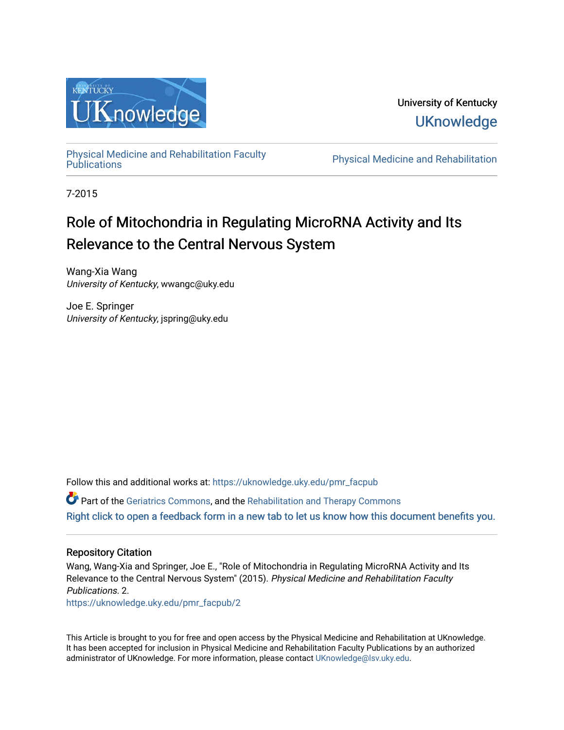University of Kentucky
UKnowledge

Physical Medicine and Rehabilitation Faculty Publications | Physical Medicine and Rehabilitation

7-2015

# Role of Mitochondria in Regulating MicroRNA Activity and Its Relevance to the Central Nervous System

Wang-Xia Wang
*University of Kentucky*, wwangc@uky.edu

Joe E. Springer
*University of Kentucky*, jspring@uky.edu

Follow this and additional works at: https://uknowledge.uky.edu/pmr_facpub

Part of the Geriatrics Commons, and the Rehabilitation and Therapy Commons

Right click to open a feedback form in a new tab to let us know how this document benefits you.

## Repository Citation

Wang, Wang-Xia and Springer, Joe E., "Role of Mitochondria in Regulating MicroRNA Activity and Its Relevance to the Central Nervous System" (2015). *Physical Medicine and Rehabilitation Faculty Publications*. 2.
https://uknowledge.uky.edu/pmr_facpub/2

This Article is brought to you for free and open access by the Physical Medicine and Rehabilitation at UKnowledge. It has been accepted for inclusion in Physical Medicine and Rehabilitation Faculty Publications by an authorized administrator of UKnowledge. For more information, please contact UKnowledge@lsv.uky.edu.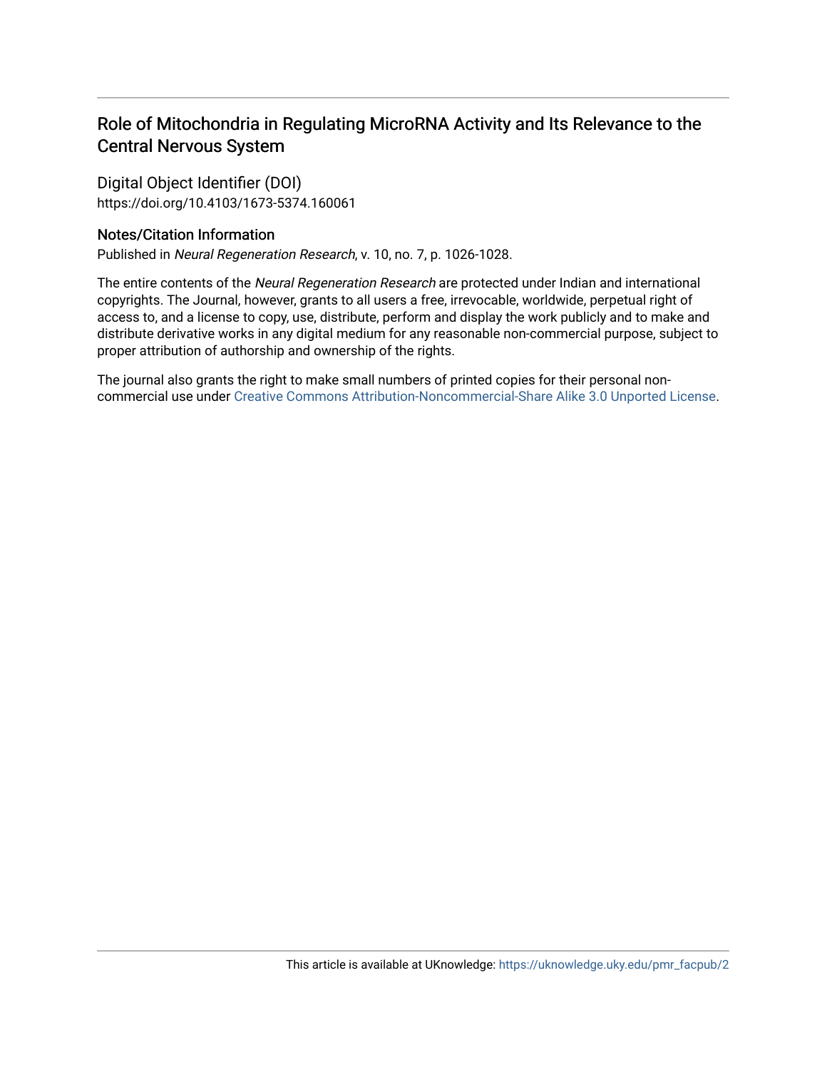## Role of Mitochondria in Regulating MicroRNA Activity and Its Relevance to the Central Nervous System

Digital Object Identifier (DOI)
https://doi.org/10.4103/1673-5374.160061

### Notes/Citation Information

Published in *Neural Regeneration Research*, v. 10, no. 7, p. 1026-1028.

The entire contents of the *Neural Regeneration Research* are protected under Indian and international copyrights. The Journal, however, grants to all users a free, irrevocable, worldwide, perpetual right of access to, and a license to copy, use, distribute, perform and display the work publicly and to make and distribute derivative works in any digital medium for any reasonable non-commercial purpose, subject to proper attribution of authorship and ownership of the rights.

The journal also grants the right to make small numbers of printed copies for their personal non-commercial use under Creative Commons Attribution-Noncommercial-Share Alike 3.0 Unported License.

This article is available at UKnowledge: https://uknowledge.uky.edu/pmr_facpub/2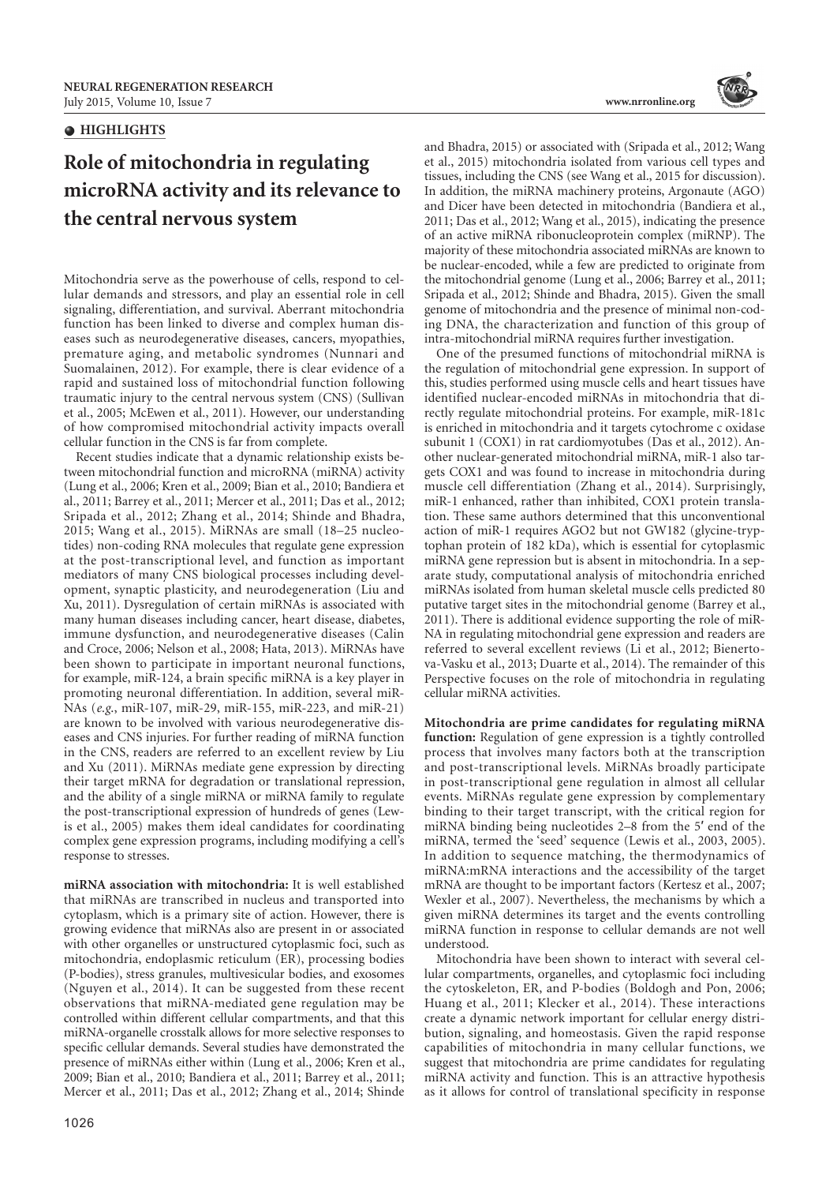HIGHLIGHTS

# Role of mitochondria in regulating microRNA activity and its relevance to the central nervous system

Mitochondria serve as the powerhouse of cells, respond to cellular demands and stressors, and play an essential role in cell signaling, differentiation, and survival. Aberrant mitochondria function has been linked to diverse and complex human diseases such as neurodegenerative diseases, cancers, myopathies, premature aging, and metabolic syndromes (Nunnari and Suomalainen, 2012). For example, there is clear evidence of a rapid and sustained loss of mitochondrial function following traumatic injury to the central nervous system (CNS) (Sullivan et al., 2005; McEwen et al., 2011). However, our understanding of how compromised mitochondrial activity impacts overall cellular function in the CNS is far from complete.

Recent studies indicate that a dynamic relationship exists between mitochondrial function and microRNA (miRNA) activity (Lung et al., 2006; Kren et al., 2009; Bian et al., 2010; Bandiera et al., 2011; Barrey et al., 2011; Mercer et al., 2011; Das et al., 2012; Sripada et al., 2012; Zhang et al., 2014; Shinde and Bhadra, 2015; Wang et al., 2015). MiRNAs are small (18–25 nucleotides) non-coding RNA molecules that regulate gene expression at the post-transcriptional level, and function as important mediators of many CNS biological processes including development, synaptic plasticity, and neurodegeneration (Liu and Xu, 2011). Dysregulation of certain miRNAs is associated with many human diseases including cancer, heart disease, diabetes, immune dysfunction, and neurodegenerative diseases (Calin and Croce, 2006; Nelson et al., 2008; Hata, 2013). MiRNAs have been shown to participate in important neuronal functions, for example, miR-124, a brain specific miRNA is a key player in promoting neuronal differentiation. In addition, several miRNAs (*e.g.*, miR-107, miR-29, miR-155, miR-223, and miR-21) are known to be involved with various neurodegenerative diseases and CNS injuries. For further reading of miRNA function in the CNS, readers are referred to an excellent review by Liu and Xu (2011). MiRNAs mediate gene expression by directing their target mRNA for degradation or translational repression, and the ability of a single miRNA or miRNA family to regulate the post-transcriptional expression of hundreds of genes (Lewis et al., 2005) makes them ideal candidates for coordinating complex gene expression programs, including modifying a cell's response to stresses.

**miRNA association with mitochondria:** It is well established that miRNAs are transcribed in nucleus and transported into cytoplasm, which is a primary site of action. However, there is growing evidence that miRNAs also are present in or associated with other organelles or unstructured cytoplasmic foci, such as mitochondria, endoplasmic reticulum (ER), processing bodies (P-bodies), stress granules, multivesicular bodies, and exosomes (Nguyen et al., 2014). It can be suggested from these recent observations that miRNA-mediated gene regulation may be controlled within different cellular compartments, and that this miRNA-organelle crosstalk allows for more selective responses to specific cellular demands. Several studies have demonstrated the presence of miRNAs either within (Lung et al., 2006; Kren et al., 2009; Bian et al., 2010; Bandiera et al., 2011; Barrey et al., 2011; Mercer et al., 2011; Das et al., 2012; Zhang et al., 2014; Shinde and Bhadra, 2015) or associated with (Sripada et al., 2012; Wang et al., 2015) mitochondria isolated from various cell types and tissues, including the CNS (see Wang et al., 2015 for discussion). In addition, the miRNA machinery proteins, Argonaute (AGO) and Dicer have been detected in mitochondria (Bandiera et al., 2011; Das et al., 2012; Wang et al., 2015), indicating the presence of an active miRNA ribonucleoprotein complex (miRNP). The majority of these mitochondria associated miRNAs are known to be nuclear-encoded, while a few are predicted to originate from the mitochondrial genome (Lung et al., 2006; Barrey et al., 2011; Sripada et al., 2012; Shinde and Bhadra, 2015). Given the small genome of mitochondria and the presence of minimal non-coding DNA, the characterization and function of this group of intra-mitochondrial miRNA requires further investigation.

One of the presumed functions of mitochondrial miRNA is the regulation of mitochondrial gene expression. In support of this, studies performed using muscle cells and heart tissues have identified nuclear-encoded miRNAs in mitochondria that directly regulate mitochondrial proteins. For example, miR-181c is enriched in mitochondria and it targets cytochrome c oxidase subunit 1 (COX1) in rat cardiomyotubes (Das et al., 2012). Another nuclear-generated mitochondrial miRNA, miR-1 also targets COX1 and was found to increase in mitochondria during muscle cell differentiation (Zhang et al., 2014). Surprisingly, miR-1 enhanced, rather than inhibited, COX1 protein translation. These same authors determined that this unconventional action of miR-1 requires AGO2 but not GW182 (glycine-tryptophan protein of 182 kDa), which is essential for cytoplasmic miRNA gene repression but is absent in mitochondria. In a separate study, computational analysis of mitochondria enriched miRNAs isolated from human skeletal muscle cells predicted 80 putative target sites in the mitochondrial genome (Barrey et al., 2011). There is additional evidence supporting the role of miRNA in regulating mitochondrial gene expression and readers are referred to several excellent reviews (Li et al., 2012; Bienertova-Vasku et al., 2013; Duarte et al., 2014). The remainder of this Perspective focuses on the role of mitochondria in regulating cellular miRNA activities.

**Mitochondria are prime candidates for regulating miRNA function:** Regulation of gene expression is a tightly controlled process that involves many factors both at the transcription and post-transcriptional levels. MiRNAs broadly participate in post-transcriptional gene regulation in almost all cellular events. MiRNAs regulate gene expression by complementary binding to their target transcript, with the critical region for miRNA binding being nucleotides 2–8 from the 5′ end of the miRNA, termed the 'seed' sequence (Lewis et al., 2003, 2005). In addition to sequence matching, the thermodynamics of miRNA:mRNA interactions and the accessibility of the target mRNA are thought to be important factors (Kertesz et al., 2007; Wexler et al., 2007). Nevertheless, the mechanisms by which a given miRNA determines its target and the events controlling miRNA function in response to cellular demands are not well understood.

Mitochondria have been shown to interact with several cellular compartments, organelles, and cytoplasmic foci including the cytoskeleton, ER, and P-bodies (Boldogh and Pon, 2006; Huang et al., 2011; Klecker et al., 2014). These interactions create a dynamic network important for cellular energy distribution, signaling, and homeostasis. Given the rapid response capabilities of mitochondria in many cellular functions, we suggest that mitochondria are prime candidates for regulating miRNA activity and function. This is an attractive hypothesis as it allows for control of translational specificity in response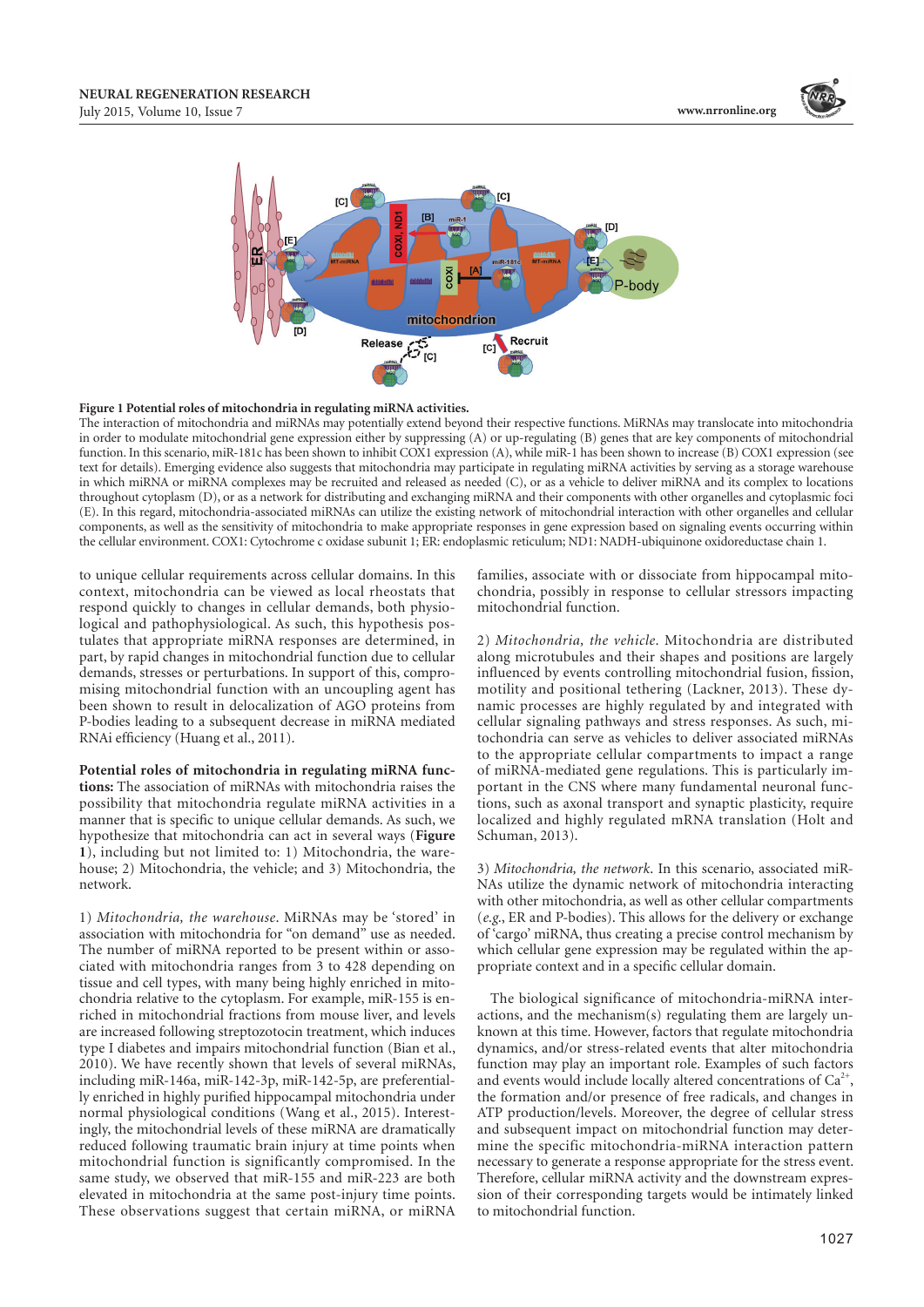**Figure 1 Potential roles of mitochondria in regulating miRNA activities.**

The interaction of mitochondria and miRNAs may potentially extend beyond their respective functions. MiRNAs may translocate into mitochondria in order to modulate mitochondrial gene expression either by suppressing (A) or up-regulating (B) genes that are key components of mitochondrial function. In this scenario, miR-181c has been shown to inhibit COX1 expression (A), while miR-1 has been shown to increase (B) COX1 expression (see text for details). Emerging evidence also suggests that mitochondria may participate in regulating miRNA activities by serving as a storage warehouse in which miRNA or miRNA complexes may be recruited and released as needed (C), or as a vehicle to deliver miRNA and its complex to locations throughout cytoplasm (D), or as a network for distributing and exchanging miRNA and their components with other organelles and cytoplasmic foci (E). In this regard, mitochondria-associated miRNAs can utilize the existing network of mitochondrial interaction with other organelles and cellular components, as well as the sensitivity of mitochondria to make appropriate responses in gene expression based on signaling events occurring within the cellular environment. COX1: Cytochrome c oxidase subunit 1; ER: endoplasmic reticulum; ND1: NADH-ubiquinone oxidoreductase chain 1.

to unique cellular requirements across cellular domains. In this context, mitochondria can be viewed as local rheostats that respond quickly to changes in cellular demands, both physiological and pathophysiological. As such, this hypothesis postulates that appropriate miRNA responses are determined, in part, by rapid changes in mitochondrial function due to cellular demands, stresses or perturbations. In support of this, compromising mitochondrial function with an uncoupling agent has been shown to result in delocalization of AGO proteins from P-bodies leading to a subsequent decrease in miRNA mediated RNAi efficiency (Huang et al., 2011).

**Potential roles of mitochondria in regulating miRNA functions:** The association of miRNAs with mitochondria raises the possibility that mitochondria regulate miRNA activities in a manner that is specific to unique cellular demands. As such, we hypothesize that mitochondria can act in several ways (**Figure 1**), including but not limited to: 1) Mitochondria, the warehouse; 2) Mitochondria, the vehicle; and 3) Mitochondria, the network.

1) *Mitochondria, the warehouse*. MiRNAs may be 'stored' in association with mitochondria for "on demand" use as needed. The number of miRNA reported to be present within or associated with mitochondria ranges from 3 to 428 depending on tissue and cell types, with many being highly enriched in mitochondria relative to the cytoplasm. For example, miR-155 is enriched in mitochondrial fractions from mouse liver, and levels are increased following streptozotocin treatment, which induces type I diabetes and impairs mitochondrial function (Bian et al., 2010). We have recently shown that levels of several miRNAs, including miR-146a, miR-142-3p, miR-142-5p, are preferentially enriched in highly purified hippocampal mitochondria under normal physiological conditions (Wang et al., 2015). Interestingly, the mitochondrial levels of these miRNA are dramatically reduced following traumatic brain injury at time points when mitochondrial function is significantly compromised. In the same study, we observed that miR-155 and miR-223 are both elevated in mitochondria at the same post-injury time points. These observations suggest that certain miRNA, or miRNA families, associate with or dissociate from hippocampal mitochondria, possibly in response to cellular stressors impacting mitochondrial function.

2) *Mitochondria, the vehicle*. Mitochondria are distributed along microtubules and their shapes and positions are largely influenced by events controlling mitochondrial fusion, fission, motility and positional tethering (Lackner, 2013). These dynamic processes are highly regulated by and integrated with cellular signaling pathways and stress responses. As such, mitochondria can serve as vehicles to deliver associated miRNAs to the appropriate cellular compartments to impact a range of miRNA-mediated gene regulations. This is particularly important in the CNS where many fundamental neuronal functions, such as axonal transport and synaptic plasticity, require localized and highly regulated mRNA translation (Holt and Schuman, 2013).

3) *Mitochondria, the network*. In this scenario, associated miRNAs utilize the dynamic network of mitochondria interacting with other mitochondria, as well as other cellular compartments (*e.g.*, ER and P-bodies). This allows for the delivery or exchange of 'cargo' miRNA, thus creating a precise control mechanism by which cellular gene expression may be regulated within the appropriate context and in a specific cellular domain.

The biological significance of mitochondria-miRNA interactions, and the mechanism(s) regulating them are largely unknown at this time. However, factors that regulate mitochondria dynamics, and/or stress-related events that alter mitochondria function may play an important role. Examples of such factors and events would include locally altered concentrations of $Ca^{2+}$, the formation and/or presence of free radicals, and changes in ATP production/levels. Moreover, the degree of cellular stress and subsequent impact on mitochondrial function may determine the specific mitochondria-miRNA interaction pattern necessary to generate a response appropriate for the stress event. Therefore, cellular miRNA activity and the downstream expression of their corresponding targets would be intimately linked to mitochondrial function.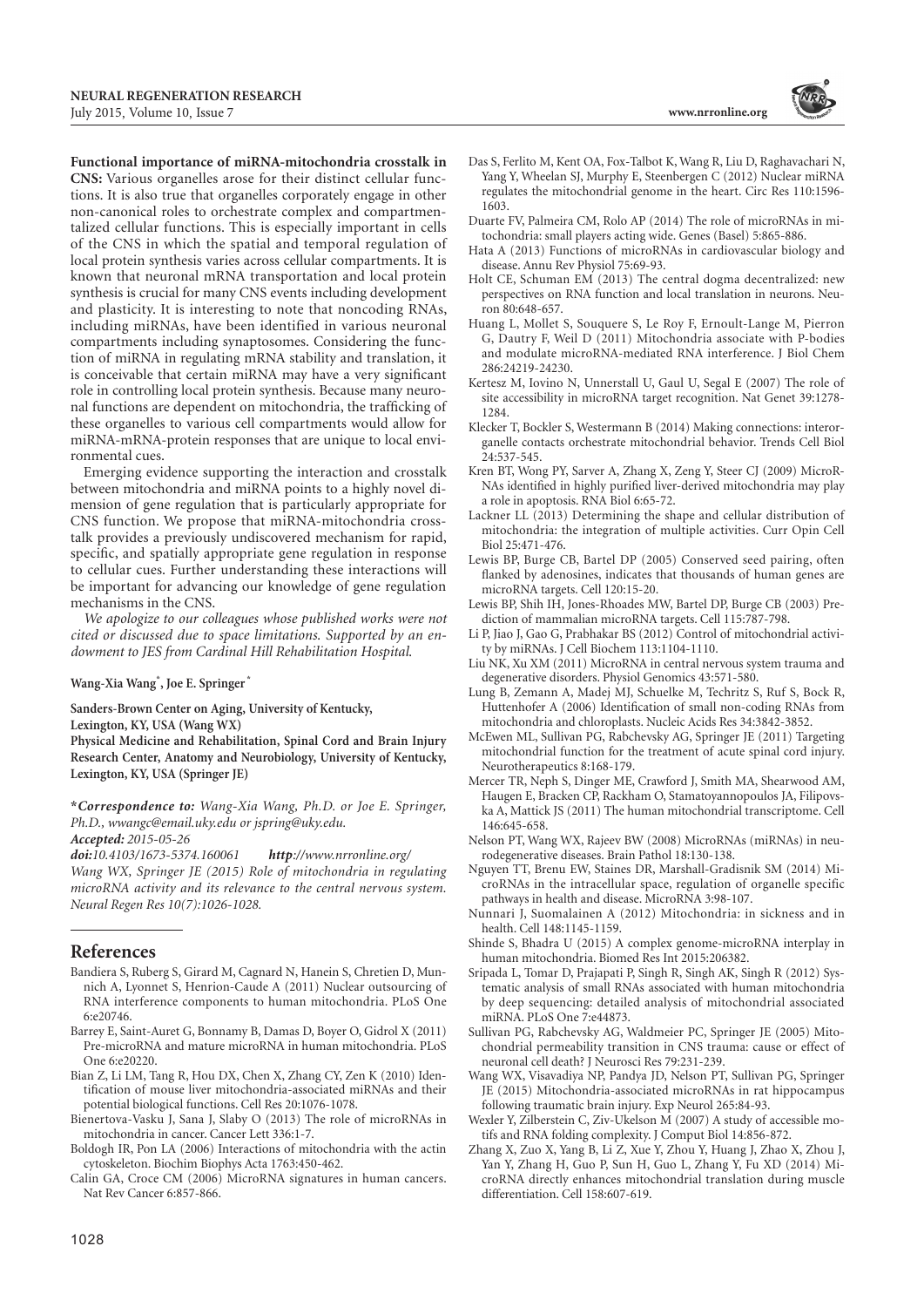**Functional importance of miRNA-mitochondria crosstalk in CNS:** Various organelles arose for their distinct cellular functions. It is also true that organelles corporately engage in other non-canonical roles to orchestrate complex and compartmentalized cellular functions. This is especially important in cells of the CNS in which the spatial and temporal regulation of local protein synthesis varies across cellular compartments. It is known that neuronal mRNA transportation and local protein synthesis is crucial for many CNS events including development and plasticity. It is interesting to note that noncoding RNAs, including miRNAs, have been identified in various neuronal compartments including synaptosomes. Considering the function of miRNA in regulating mRNA stability and translation, it is conceivable that certain miRNA may have a very significant role in controlling local protein synthesis. Because many neuronal functions are dependent on mitochondria, the trafficking of these organelles to various cell compartments would allow for miRNA-mRNA-protein responses that are unique to local environmental cues.

Emerging evidence supporting the interaction and crosstalk between mitochondria and miRNA points to a highly novel dimension of gene regulation that is particularly appropriate for CNS function. We propose that miRNA-mitochondria crosstalk provides a previously undiscovered mechanism for rapid, specific, and spatially appropriate gene regulation in response to cellular cues. Further understanding these interactions will be important for advancing our knowledge of gene regulation mechanisms in the CNS.

*We apologize to our colleagues whose published works were not cited or discussed due to space limitations. Supported by an endowment to JES from Cardinal Hill Rehabilitation Hospital.*

**Wang-Xia Wang\*, Joe E. Springer\***

**Sanders-Brown Center on Aging, University of Kentucky, Lexington, KY, USA (Wang WX)**
**Physical Medicine and Rehabilitation, Spinal Cord and Brain Injury Research Center, Anatomy and Neurobiology, University of Kentucky, Lexington, KY, USA (Springer JE)**

***Correspondence to:** *Wang-Xia Wang, Ph.D. or Joe E. Springer, Ph.D., wwangc@email.uky.edu or jspring@uky.edu.*
***Accepted:** 2015-05-26*
***doi:**10.4103/1673-5374.160061* ***http**://www.nrronline.org/*
*Wang WX, Springer JE (2015) Role of mitochondria in regulating microRNA activity and its relevance to the central nervous system. Neural Regen Res 10(7):1026-1028.*

## References

Bandiera S, Ruberg S, Girard M, Cagnard N, Hanein S, Chretien D, Munnich A, Lyonnet S, Henrion-Caude A (2011) Nuclear outsourcing of RNA interference components to human mitochondria. PLoS One 6:e20746.

Barrey E, Saint-Auret G, Bonnamy B, Damas D, Boyer O, Gidrol X (2011) Pre-microRNA and mature microRNA in human mitochondria. PLoS One 6:e20220.

Bian Z, Li LM, Tang R, Hou DX, Chen X, Zhang CY, Zen K (2010) Identification of mouse liver mitochondria-associated miRNAs and their potential biological functions. Cell Res 20:1076-1078.

Bienertova-Vasku J, Sana J, Slaby O (2013) The role of microRNAs in mitochondria in cancer. Cancer Lett 336:1-7.

Boldogh IR, Pon LA (2006) Interactions of mitochondria with the actin cytoskeleton. Biochim Biophys Acta 1763:450-462.

Calin GA, Croce CM (2006) MicroRNA signatures in human cancers. Nat Rev Cancer 6:857-866.

Das S, Ferlito M, Kent OA, Fox-Talbot K, Wang R, Liu D, Raghavachari N, Yang Y, Wheelan SJ, Murphy E, Steenbergen C (2012) Nuclear miRNA regulates the mitochondrial genome in the heart. Circ Res 110:1596-1603.

Duarte FV, Palmeira CM, Rolo AP (2014) The role of microRNAs in mitochondria: small players acting wide. Genes (Basel) 5:865-886.

Hata A (2013) Functions of microRNAs in cardiovascular biology and disease. Annu Rev Physiol 75:69-93.

Holt CE, Schuman EM (2013) The central dogma decentralized: new perspectives on RNA function and local translation in neurons. Neuron 80:648-657.

Huang L, Mollet S, Souquere S, Le Roy F, Ernoult-Lange M, Pierron G, Dautry F, Weil D (2011) Mitochondria associate with P-bodies and modulate microRNA-mediated RNA interference. J Biol Chem 286:24219-24230.

Kertesz M, Iovino N, Unnerstall U, Gaul U, Segal E (2007) The role of site accessibility in microRNA target recognition. Nat Genet 39:1278-1284.

Klecker T, Bockler S, Westermann B (2014) Making connections: interorganelle contacts orchestrate mitochondrial behavior. Trends Cell Biol 24:537-545.

Kren BT, Wong PY, Sarver A, Zhang X, Zeng Y, Steer CJ (2009) MicroRNAs identified in highly purified liver-derived mitochondria may play a role in apoptosis. RNA Biol 6:65-72.

Lackner LL (2013) Determining the shape and cellular distribution of mitochondria: the integration of multiple activities. Curr Opin Cell Biol 25:471-476.

Lewis BP, Burge CB, Bartel DP (2005) Conserved seed pairing, often flanked by adenosines, indicates that thousands of human genes are microRNA targets. Cell 120:15-20.

Lewis BP, Shih IH, Jones-Rhoades MW, Bartel DP, Burge CB (2003) Prediction of mammalian microRNA targets. Cell 115:787-798.

Li P, Jiao J, Gao G, Prabhakar BS (2012) Control of mitochondrial activity by miRNAs. J Cell Biochem 113:1104-1110.

Liu NK, Xu XM (2011) MicroRNA in central nervous system trauma and degenerative disorders. Physiol Genomics 43:571-580.

Lung B, Zemann A, Madej MJ, Schuelke M, Techritz S, Ruf S, Bock R, Huttenhofer A (2006) Identification of small non-coding RNAs from mitochondria and chloroplasts. Nucleic Acids Res 34:3842-3852.

McEwen ML, Sullivan PG, Rabchevsky AG, Springer JE (2011) Targeting mitochondrial function for the treatment of acute spinal cord injury. Neurotherapeutics 8:168-179.

Mercer TR, Neph S, Dinger ME, Crawford J, Smith MA, Shearwood AM, Haugen E, Bracken CP, Rackham O, Stamatoyannopoulos JA, Filipovska A, Mattick JS (2011) The human mitochondrial transcriptome. Cell 146:645-658.

Nelson PT, Wang WX, Rajeev BW (2008) MicroRNAs (miRNAs) in neurodegenerative diseases. Brain Pathol 18:130-138.

Nguyen TT, Brenu EW, Staines DR, Marshall-Gradisnik SM (2014) MicroRNAs in the intracellular space, regulation of organelle specific pathways in health and disease. MicroRNA 3:98-107.

Nunnari J, Suomalainen A (2012) Mitochondria: in sickness and in health. Cell 148:1145-1159.

Shinde S, Bhadra U (2015) A complex genome-microRNA interplay in human mitochondria. Biomed Res Int 2015:206382.

Sripada L, Tomar D, Prajapati P, Singh R, Singh AK, Singh R (2012) Systematic analysis of small RNAs associated with human mitochondria by deep sequencing: detailed analysis of mitochondrial associated miRNA. PLoS One 7:e44873.

Sullivan PG, Rabchevsky AG, Waldmeier PC, Springer JE (2005) Mitochondrial permeability transition in CNS trauma: cause or effect of neuronal cell death? J Neurosci Res 79:231-239.

Wang WX, Visavadiya NP, Pandya JD, Nelson PT, Sullivan PG, Springer JE (2015) Mitochondria-associated microRNAs in rat hippocampus following traumatic brain injury. Exp Neurol 265:84-93.

Wexler Y, Zilberstein C, Ziv-Ukelson M (2007) A study of accessible motifs and RNA folding complexity. J Comput Biol 14:856-872.

Zhang X, Zuo X, Yang B, Li Z, Xue Y, Zhou Y, Huang J, Zhao X, Zhou J, Yan Y, Zhang H, Guo P, Sun H, Guo L, Zhang Y, Fu XD (2014) MicroRNA directly enhances mitochondrial translation during muscle differentiation. Cell 158:607-619.